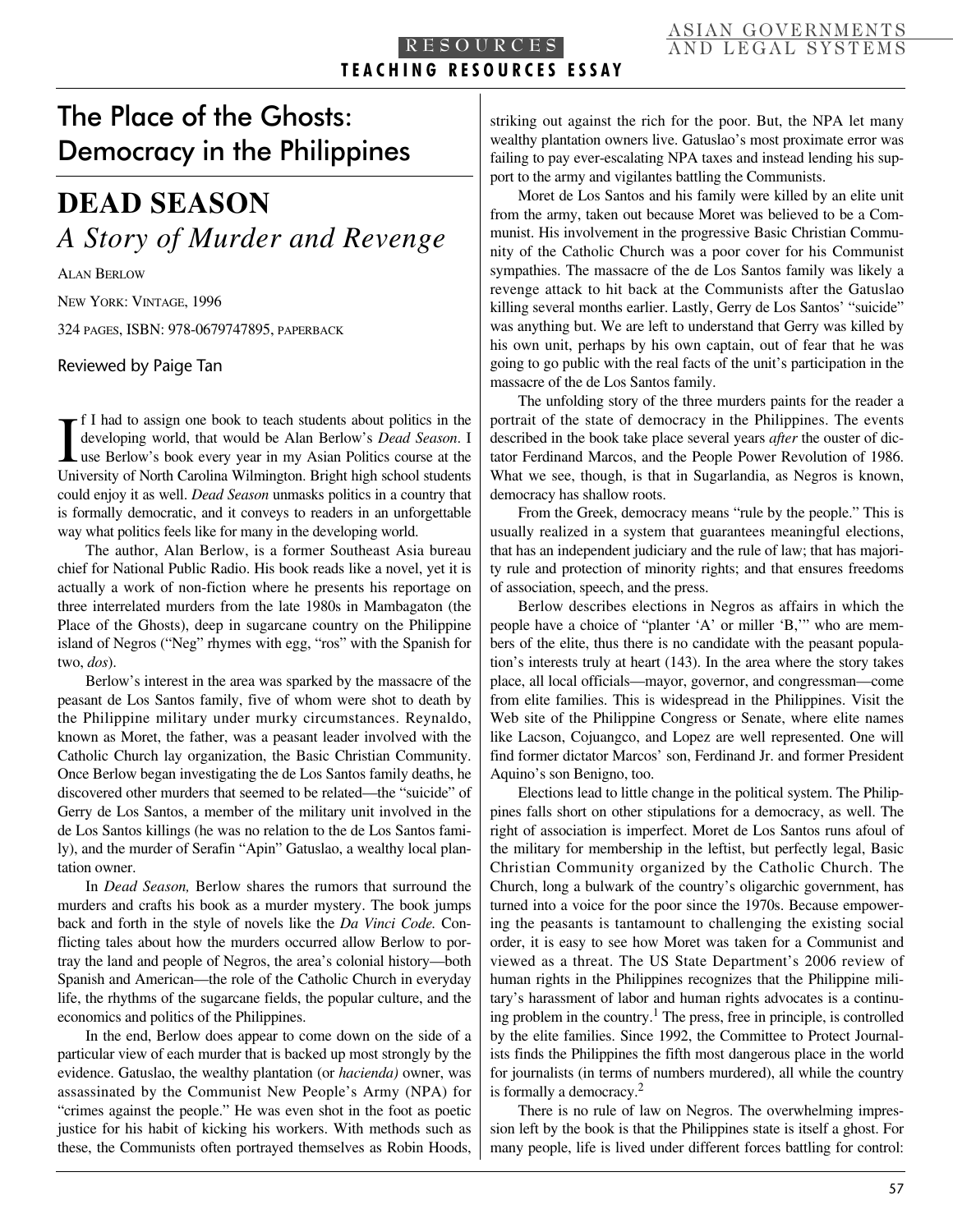# The Place of the Ghosts: Democracy in the Philippines

## DEAD SEASON
### *A Story of Murder and Revenge*

Alan Berlow

New York: Vintage, 1996

324 pages, ISBN: 978-0679747895, paperback

Reviewed by Paige Tan

If I had to assign one book to teach students about politics in the developing world, that would be Alan Berlow's *Dead Season*. I use Berlow's book every year in my Asian Politics course at the University of North Carolina Wilmington. Bright high school students could enjoy it as well. *Dead Season* unmasks politics in a country that is formally democratic, and it conveys to readers in an unforgettable way what politics feels like for many in the developing world.

The author, Alan Berlow, is a former Southeast Asia bureau chief for National Public Radio. His book reads like a novel, yet it is actually a work of non-fiction where he presents his reportage on three interrelated murders from the late 1980s in Mambagaton (the Place of the Ghosts), deep in sugarcane country on the Philippine island of Negros ("Neg" rhymes with egg, "ros" with the Spanish for two, *dos*).

Berlow's interest in the area was sparked by the massacre of the peasant de Los Santos family, five of whom were shot to death by the Philippine military under murky circumstances. Reynaldo, known as Moret, the father, was a peasant leader involved with the Catholic Church lay organization, the Basic Christian Community. Once Berlow began investigating the de Los Santos family deaths, he discovered other murders that seemed to be related—the "suicide" of Gerry de Los Santos, a member of the military unit involved in the de Los Santos killings (he was no relation to the de Los Santos family), and the murder of Serafin "Apin" Gatuslao, a wealthy local plantation owner.

In *Dead Season,* Berlow shares the rumors that surround the murders and crafts his book as a murder mystery. The book jumps back and forth in the style of novels like the *Da Vinci Code.* Conflicting tales about how the murders occurred allow Berlow to portray the land and people of Negros, the area's colonial history—both Spanish and American—the role of the Catholic Church in everyday life, the rhythms of the sugarcane fields, the popular culture, and the economics and politics of the Philippines.

In the end, Berlow does appear to come down on the side of a particular view of each murder that is backed up most strongly by the evidence. Gatuslao, the wealthy plantation (or *hacienda)* owner, was assassinated by the Communist New People's Army (NPA) for "crimes against the people." He was even shot in the foot as poetic justice for his habit of kicking his workers. With methods such as these, the Communists often portrayed themselves as Robin Hoods, striking out against the rich for the poor. But, the NPA let many wealthy plantation owners live. Gatuslao's most proximate error was failing to pay ever-escalating NPA taxes and instead lending his support to the army and vigilantes battling the Communists.

Moret de Los Santos and his family were killed by an elite unit from the army, taken out because Moret was believed to be a Communist. His involvement in the progressive Basic Christian Community of the Catholic Church was a poor cover for his Communist sympathies. The massacre of the de Los Santos family was likely a revenge attack to hit back at the Communists after the Gatuslao killing several months earlier. Lastly, Gerry de Los Santos' "suicide" was anything but. We are left to understand that Gerry was killed by his own unit, perhaps by his own captain, out of fear that he was going to go public with the real facts of the unit's participation in the massacre of the de Los Santos family.

The unfolding story of the three murders paints for the reader a portrait of the state of democracy in the Philippines. The events described in the book take place several years *after* the ouster of dictator Ferdinand Marcos, and the People Power Revolution of 1986. What we see, though, is that in Sugarlandia, as Negros is known, democracy has shallow roots.

From the Greek, democracy means "rule by the people." This is usually realized in a system that guarantees meaningful elections, that has an independent judiciary and the rule of law; that has majority rule and protection of minority rights; and that ensures freedoms of association, speech, and the press.

Berlow describes elections in Negros as affairs in which the people have a choice of "planter 'A' or miller 'B,'" who are members of the elite, thus there is no candidate with the peasant population's interests truly at heart (143). In the area where the story takes place, all local officials—mayor, governor, and congressman—come from elite families. This is widespread in the Philippines. Visit the Web site of the Philippine Congress or Senate, where elite names like Lacson, Cojuangco, and Lopez are well represented. One will find former dictator Marcos' son, Ferdinand Jr. and former President Aquino's son Benigno, too.

Elections lead to little change in the political system. The Philippines falls short on other stipulations for a democracy, as well. The right of association is imperfect. Moret de Los Santos runs afoul of the military for membership in the leftist, but perfectly legal, Basic Christian Community organized by the Catholic Church. The Church, long a bulwark of the country's oligarchic government, has turned into a voice for the poor since the 1970s. Because empowering the peasants is tantamount to challenging the existing social order, it is easy to see how Moret was taken for a Communist and viewed as a threat. The US State Department's 2006 review of human rights in the Philippines recognizes that the Philippine military's harassment of labor and human rights advocates is a continuing problem in the country.[1] The press, free in principle, is controlled by the elite families. Since 1992, the Committee to Protect Journalists finds the Philippines the fifth most dangerous place in the world for journalists (in terms of numbers murdered), all while the country is formally a democracy.[2]

There is no rule of law on Negros. The overwhelming impression left by the book is that the Philippines state is itself a ghost. For many people, life is lived under different forces battling for control: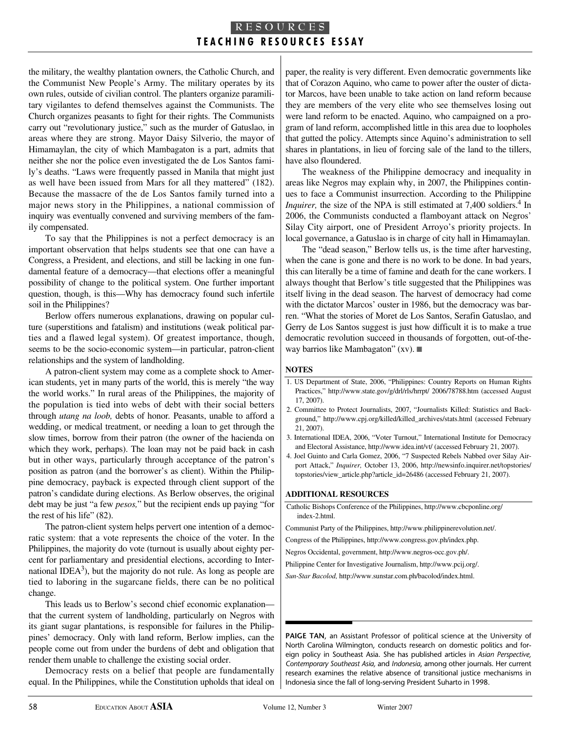the military, the wealthy plantation owners, the Catholic Church, and the Communist New People's Army. The military operates by its own rules, outside of civilian control. The planters organize paramilitary vigilantes to defend themselves against the Communists. The Church organizes peasants to fight for their rights. The Communists carry out "revolutionary justice," such as the murder of Gatuslao, in areas where they are strong. Mayor Daisy Silverio, the mayor of Himamaylan, the city of which Mambagaton is a part, admits that neither she nor the police even investigated the de Los Santos family's deaths. "Laws were frequently passed in Manila that might just as well have been issued from Mars for all they mattered" (182). Because the massacre of the de Los Santos family turned into a major news story in the Philippines, a national commission of inquiry was eventually convened and surviving members of the family compensated.

To say that the Philippines is not a perfect democracy is an important observation that helps students see that one can have a Congress, a President, and elections, and still be lacking in one fundamental feature of a democracy—that elections offer a meaningful possibility of change to the political system. One further important question, though, is this—Why has democracy found such infertile soil in the Philippines?

Berlow offers numerous explanations, drawing on popular culture (superstitions and fatalism) and institutions (weak political parties and a flawed legal system). Of greatest importance, though, seems to be the socio-economic system—in particular, patron-client relationships and the system of landholding.

A patron-client system may come as a complete shock to American students, yet in many parts of the world, this is merely "the way the world works." In rural areas of the Philippines, the majority of the population is tied into webs of debt with their social betters through *utang na loob,* debts of honor. Peasants, unable to afford a wedding, or medical treatment, or needing a loan to get through the slow times, borrow from their patron (the owner of the hacienda on which they work, perhaps). The loan may not be paid back in cash but in other ways, particularly through acceptance of the patron's position as patron (and the borrower's as client). Within the Philippine democracy, payback is expected through client support of the patron's candidate during elections. As Berlow observes, the original debt may be just "a few *pesos,*" but the recipient ends up paying "for the rest of his life" (82).

The patron-client system helps pervert one intention of a democratic system: that a vote represents the choice of the voter. In the Philippines, the majority do vote (turnout is usually about eighty percent for parliamentary and presidential elections, according to International IDEA[3]), but the majority do not rule. As long as people are tied to laboring in the sugarcane fields, there can be no political change.

This leads us to Berlow's second chief economic explanation—that the current system of landholding, particularly on Negros with its giant sugar plantations, is responsible for failures in the Philippines' democracy. Only with land reform, Berlow implies, can the people come out from under the burdens of debt and obligation that render them unable to challenge the existing social order.

Democracy rests on a belief that people are fundamentally equal. In the Philippines, while the Constitution upholds that ideal on paper, the reality is very different. Even democratic governments like that of Corazon Aquino, who came to power after the ouster of dictator Marcos, have been unable to take action on land reform because they are members of the very elite who see themselves losing out were land reform to be enacted. Aquino, who campaigned on a program of land reform, accomplished little in this area due to loopholes that gutted the policy. Attempts since Aquino's administration to sell shares in plantations, in lieu of forcing sale of the land to the tillers, have also floundered.

The weakness of the Philippine democracy and inequality in areas like Negros may explain why, in 2007, the Philippines continues to face a Communist insurrection. According to the Philippine *Inquirer,* the size of the NPA is still estimated at 7,400 soldiers.[4] In 2006, the Communists conducted a flamboyant attack on Negros' Silay City airport, one of President Arroyo's priority projects. In local governance, a Gatuslao is in charge of city hall in Himamaylan.

The "dead season," Berlow tells us, is the time after harvesting, when the cane is gone and there is no work to be done. In bad years, this can literally be a time of famine and death for the cane workers. I always thought that Berlow's title suggested that the Philippines was itself living in the dead season. The harvest of democracy had come with the dictator Marcos' ouster in 1986, but the democracy was barren. "What the stories of Moret de Los Santos, Serafin Gatuslao, and Gerry de Los Santos suggest is just how difficult it is to make a true democratic revolution succeed in thousands of forgotten, out-of-the-way barrios like Mambagaton" (xv). ■

## NOTES

1. US Department of State, 2006, "Philippines: Country Reports on Human Rights Practices," http://www.state.gov/g/drl/rls/hrrpt/ 2006/78788.htm (accessed August 17, 2007).
2. Committee to Protect Journalists, 2007, "Journalists Killed: Statistics and Background," http://www.cpj.org/killed/killed_archives/stats.html (accessed February 21, 2007).
3. International IDEA, 2006, "Voter Turnout," International Institute for Democracy and Electoral Assistance, http://www.idea.int/vt/ (accessed February 21, 2007).
4. Joel Guinto and Carla Gomez, 2006, "7 Suspected Rebels Nabbed over Silay Airport Attack," *Inquirer,* October 13, 2006, http://newsinfo.inquirer.net/topstories/topstories/view_article.php?article_id=26486 (accessed February 21, 2007).

## ADDITIONAL RESOURCES

Catholic Bishops Conference of the Philippines, http://www.cbcponline.org/index-2.html.

Communist Party of the Philippines, http://www.philippinerevolution.net/.

Congress of the Philippines, http://www.congress.gov.ph/index.php.

Negros Occidental, government, http://www.negros-occ.gov.ph/.

Philippine Center for Investigative Journalism, http://www.pcij.org/.

*Sun-Star Bacolod,* http://www.sunstar.com.ph/bacolod/index.html.

**PAIGE TAN**, an Assistant Professor of political science at the University of North Carolina Wilmington, conducts research on domestic politics and foreign policy in Southeast Asia. She has published articles in *Asian Perspective, Contemporary Southeast Asia,* and *Indonesia*, among other journals. Her current research examines the relative absence of transitional justice mechanisms in Indonesia since the fall of long-serving President Suharto in 1998.